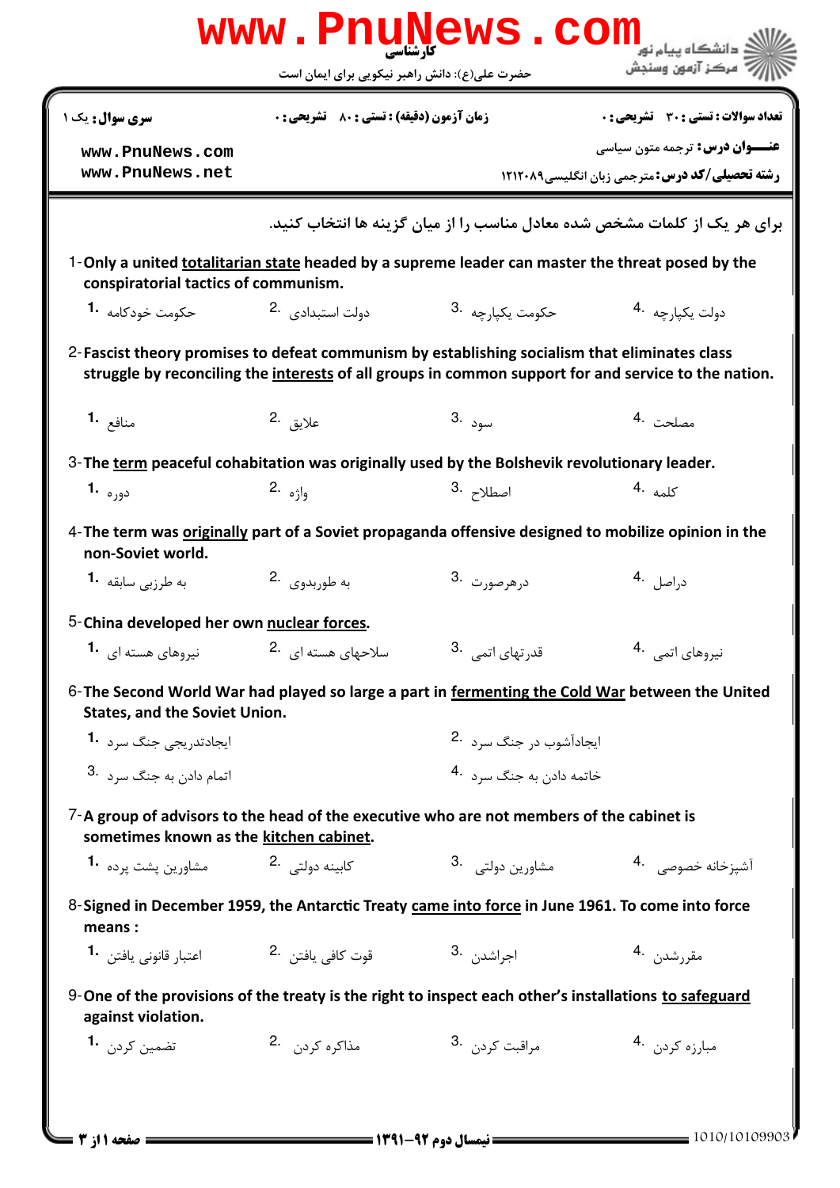**کارشناسی**

حضرت علی(ع): دانش راهبر نیکویی برای ایمان است

دانشگاه پیام نور
مرکز آزمون وسنجش

**سری سوال:** یک ۱

**زمان آزمون (دقیقه) : تستی : ۸۰ تشریحی : ۰**

**تعداد سوالات : تستی : ۳۰ تشریحی : ۰**

**عنـــوان درس:** ترجمه متون سیاسی

**رشته تحصیلی/کد درس:** مترجمی زبان انگلیسی۱۲۱۲۰۸۹

www.PnuNews.com
www.PnuNews.net

**برای هر یک از کلمات مشخص شده معادل مناسب را از میان گزینه ها انتخاب کنید.**

1- Only a united <u>totalitarian state</u> headed by a supreme leader can master the threat posed by the conspiratorial tactics of communism.

1. حکومت خودکامه
2. دولت استبدادی
3. حکومت یکپارچه
4. دولت یکپارچه

2- Fascist theory promises to defeat communism by establishing socialism that eliminates class struggle by reconciling the <u>interests</u> of all groups in common support for and service to the nation.

1. منافع
2. علایق
3. سود
4. مصلحت

3- The <u>term</u> peaceful cohabitation was originally used by the Bolshevik revolutionary leader.

1. دوره
2. واژه
3. اصطلاح
4. کلمه

4- The term was <u>originally</u> part of a Soviet propaganda offensive designed to mobilize opinion in the non-Soviet world.

1. به طرزبی سابقه
2. به طوربدوی
3. درهرصورت
4. دراصل

5- China developed her own <u>nuclear forces</u>.

1. نیروهای هسته ای
2. سلاحهای هسته ای
3. قدرتهای اتمی
4. نیروهای اتمی

6- The Second World War had played so large a part in <u>fermenting the Cold War</u> between the United States, and the Soviet Union.

1. ایجادتدریجی جنگ سرد
2. ایجادآشوب در جنگ سرد
3. اتمام دادن به جنگ سرد
4. خاتمه دادن به جنگ سرد

7- A group of advisors to the head of the executive who are not members of the cabinet is sometimes known as the <u>kitchen cabinet</u>.

1. مشاورین پشت پرده
2. کابینه دولتی
3. مشاورین دولتی
4. آشپزخانه خصوصی

8- Signed in December 1959, the Antarctic Treaty <u>came into force</u> in June 1961. To come into force means :

1. اعتبار قانونی یافتن
2. قوت کافی یافتن
3. اجراشدن
4. مقررشدن

9- One of the provisions of the treaty is the right to inspect each other's installations <u>to safeguard</u> against violation.

1. تضمین کردن
2. مذاکره کردن
3. مراقبت کردن
4. مبارزه کردن

**نیمسال دوم ۹۲-۱۳۹۱**

1010/10109903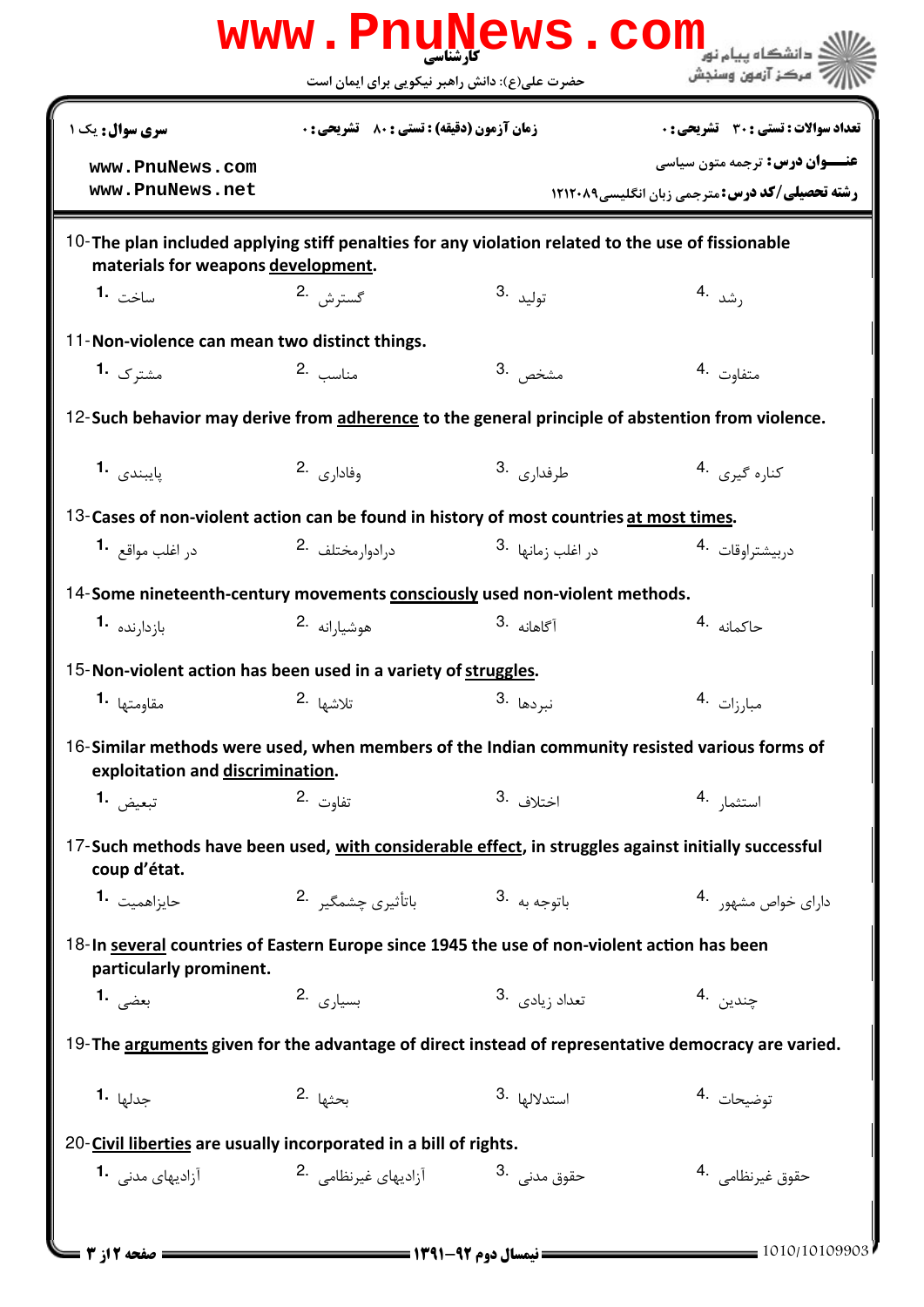10-The plan included applying stiff penalties for any violation related to the use of fissionable materials for weapons development.

1. ساخت
2. گسترش
3. تولید
4. رشد

11-Non-violence can mean two distinct things.

1. مشترک
2. مناسب
3. مشخص
4. متفاوت

12-Such behavior may derive from adherence to the general principle of abstention from violence.

1. پایبندی
2. وفاداری
3. طرفداری
4. کناره گیری

13-Cases of non-violent action can be found in history of most countries at most times.

1. در اغلب مواقع
2. درادوارمختلف
3. در اغلب زمانها
4. دربیشتراوقات

14-Some nineteenth-century movements consciously used non-violent methods.

1. بازدارنده
2. هوشیارانه
3. آگاهانه
4. حاکمانه

15-Non-violent action has been used in a variety of struggles.

1. مقاومتها
2. تلاشها
3. نبردها
4. مبارزات

16-Similar methods were used, when members of the Indian community resisted various forms of exploitation and discrimination.

1. تبعیض
2. تفاوت
3. اختلاف
4. استثمار

17-Such methods have been used, with considerable effect, in struggles against initially successful coup d'état.

1. حایزاهمیت
2. باتأثیری چشمگیر
3. باتوجه به
4. دارای خواص مشهور

18-In several countries of Eastern Europe since 1945 the use of non-violent action has been particularly prominent.

1. بعضی
2. بسیاری
3. تعداد زیادی
4. چندین

19-The arguments given for the advantage of direct instead of representative democracy are varied.

1. جدلها
2. بحثها
3. استدلالها
4. توضیحات

20-Civil liberties are usually incorporated in a bill of rights.

1. آزادیهای مدنی
2. آزادیهای غیرنظامی
3. حقوق مدنی
4. حقوق غیرنظامی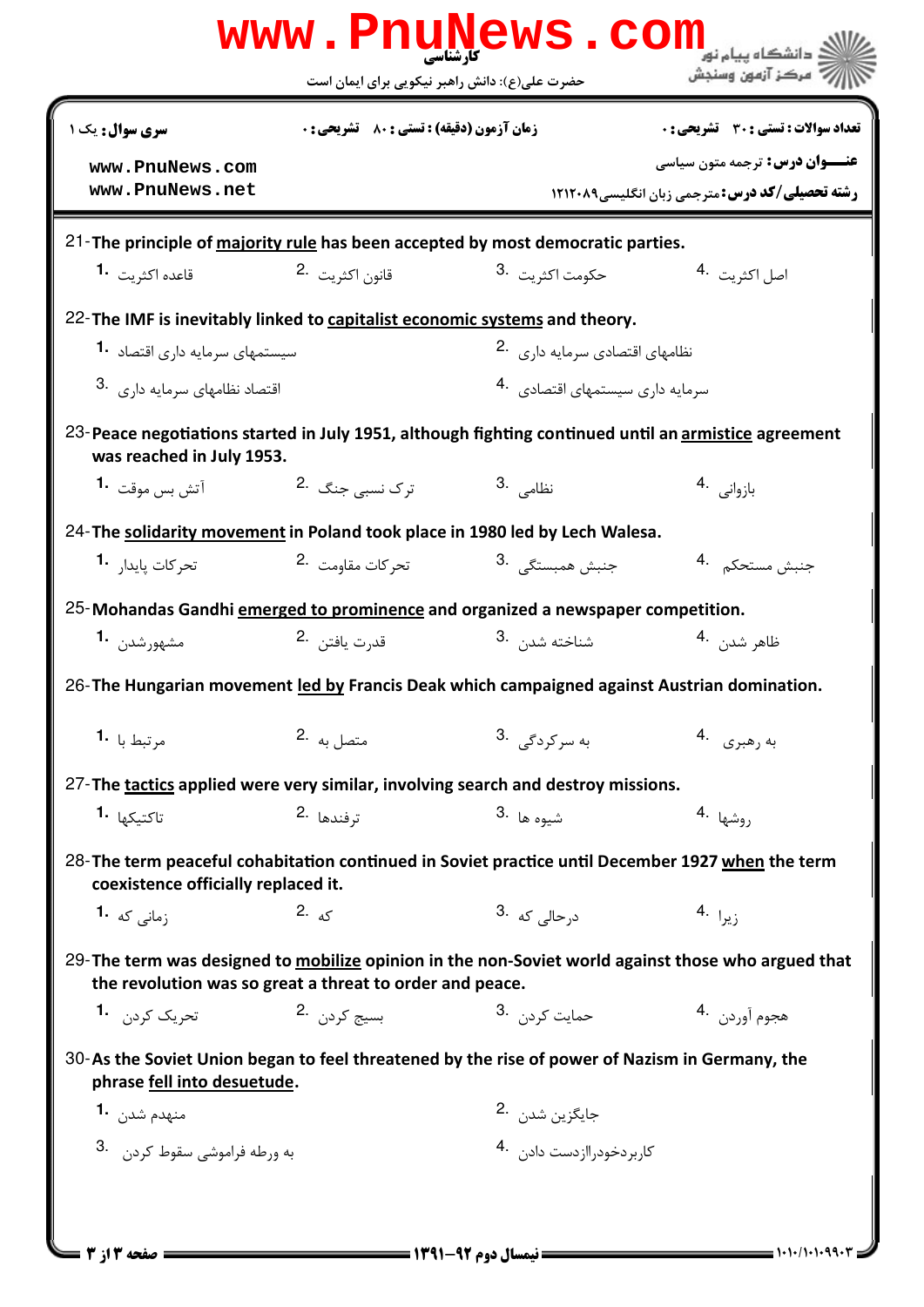| | | |
|---|---|---|
| **سری سوال:** یک ۱ | **زمان آزمون (دقیقه) : تستی : ۸۰ تشریحی : ۰** | **تعداد سوالات : تستی : ۳۰ تشریحی : ۰** |
| | | **عنـــوان درس:** ترجمه متون سیاسی |
| | | **رشته تحصیلی/کد درس:** مترجمی زبان انگلیسی۱۲۱۲۰۸۹ |

21- The principle of majority rule has been accepted by most democratic parties.

1. قاعده اکثریت
2. قانون اکثریت
3. حکومت اکثریت
4. اصل اکثریت

22- The IMF is inevitably linked to capitalist economic systems and theory.

1. سیستمهای سرمایه داری اقتصاد
2. نظامهای اقتصادی سرمایه داری
3. اقتصاد نظامهای سرمایه داری
4. سرمایه داری سیستمهای اقتصادی

23- Peace negotiations started in July 1951, although fighting continued until an armistice agreement was reached in July 1953.

1. آتش بس موقت
2. ترک نسبی جنگ
3. نظامی
4. بازوانی

24- The solidarity movement in Poland took place in 1980 led by Lech Walesa.

1. تحرکات پایدار
2. تحرکات مقاومت
3. جنبش همبستگی
4. جنبش مستحکم

25- Mohandas Gandhi emerged to prominence and organized a newspaper competition.

1. مشهورشدن
2. قدرت یافتن
3. شناخته شدن
4. ظاهر شدن

26- The Hungarian movement led by Francis Deak which campaigned against Austrian domination.

1. مرتبط با
2. متصل به
3. به سرکردگی
4. به رهبری

27- The tactics applied were very similar, involving search and destroy missions.

1. تاکتیکها
2. ترفندها
3. شیوه ها
4. روشها

28- The term peaceful cohabitation continued in Soviet practice until December 1927 when the term coexistence officially replaced it.

1. زمانی که
2. که
3. درحالی که
4. زیرا

29- The term was designed to mobilize opinion in the non-Soviet world against those who argued that the revolution was so great a threat to order and peace.

1. تحریک کردن
2. بسیج کردن
3. حمایت کردن
4. هجوم آوردن

30- As the Soviet Union began to feel threatened by the rise of power of Nazism in Germany, the phrase fell into desuetude.

1. منهدم شدن
2. جایگزین شدن
3. به ورطه فراموشی سقوط کردن
4. کاربردخودراازدست دادن